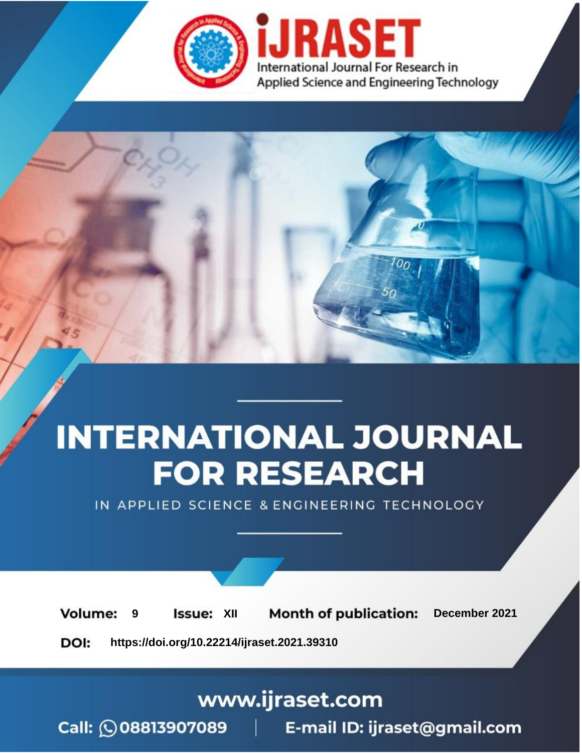iJRASET

International Journal For Research in Applied Science and Engineering Technology

# INTERNATIONAL JOURNAL FOR RESEARCH

IN APPLIED SCIENCE & ENGINEERING TECHNOLOGY

**Volume:** 9 **Issue:** XII **Month of publication:** December 2021

**DOI:** https://doi.org/10.22214/ijraset.2021.39310

www.ijraset.com

Call: 08813907089 | E-mail ID: ijraset@gmail.com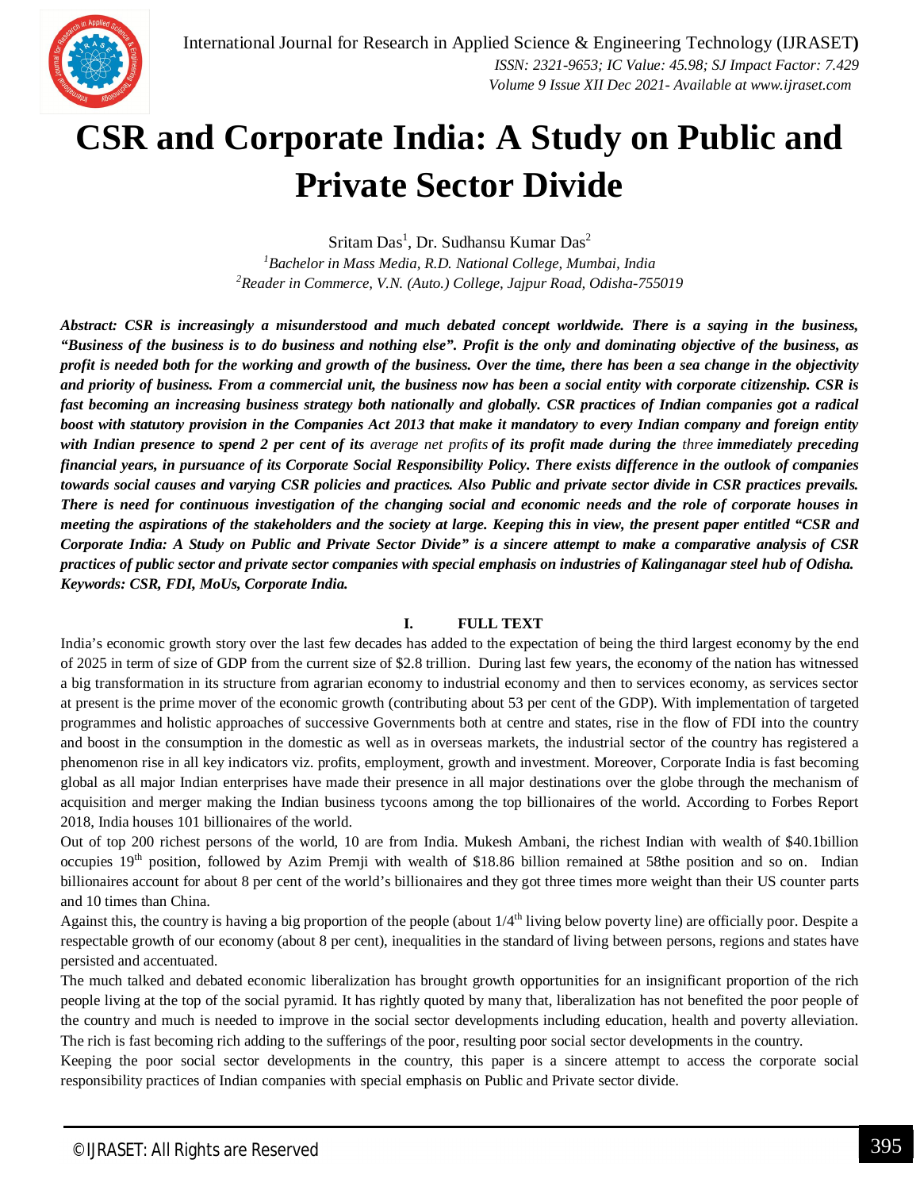# CSR and Corporate India: A Study on Public and Private Sector Divide

Sritam Das[1], Dr. Sudhansu Kumar Das[2]

[1]*Bachelor in Mass Media, R.D. National College, Mumbai, India*
[2]*Reader in Commerce, V.N. (Auto.) College, Jajpur Road, Odisha-755019*

***Abstract: CSR is increasingly a misunderstood and much debated concept worldwide. There is a saying in the business, "Business of the business is to do business and nothing else". Profit is the only and dominating objective of the business, as profit is needed both for the working and growth of the business. Over the time, there has been a sea change in the objectivity and priority of business. From a commercial unit, the business now has been a social entity with corporate citizenship. CSR is fast becoming an increasing business strategy both nationally and globally. CSR practices of Indian companies got a radical boost with statutory provision in the Companies Act 2013 that make it mandatory to every Indian company and foreign entity with Indian presence to spend 2 per cent of its*** *average net profits* ***of its profit made during the*** *three* ***immediately preceding financial years, in pursuance of its Corporate Social Responsibility Policy. There exists difference in the outlook of companies towards social causes and varying CSR policies and practices. Also Public and private sector divide in CSR practices prevails. There is need for continuous investigation of the changing social and economic needs and the role of corporate houses in meeting the aspirations of the stakeholders and the society at large. Keeping this in view, the present paper entitled "CSR and Corporate India: A Study on Public and Private Sector Divide" is a sincere attempt to make a comparative analysis of CSR practices of public sector and private sector companies with special emphasis on industries of Kalinganagar steel hub of Odisha.***
***Keywords: CSR, FDI, MoUs, Corporate India.***

## I. FULL TEXT

India's economic growth story over the last few decades has added to the expectation of being the third largest economy by the end of 2025 in term of size of GDP from the current size of $2.8 trillion. During last few years, the economy of the nation has witnessed a big transformation in its structure from agrarian economy to industrial economy and then to services economy, as services sector at present is the prime mover of the economic growth (contributing about 53 per cent of the GDP). With implementation of targeted programmes and holistic approaches of successive Governments both at centre and states, rise in the flow of FDI into the country and boost in the consumption in the domestic as well as in overseas markets, the industrial sector of the country has registered a phenomenon rise in all key indicators viz. profits, employment, growth and investment. Moreover, Corporate India is fast becoming global as all major Indian enterprises have made their presence in all major destinations over the globe through the mechanism of acquisition and merger making the Indian business tycoons among the top billionaires of the world. According to Forbes Report 2018, India houses 101 billionaires of the world.

Out of top 200 richest persons of the world, 10 are from India. Mukesh Ambani, the richest Indian with wealth of $40.1billion occupies 19th position, followed by Azim Premji with wealth of $18.86 billion remained at 58the position and so on. Indian billionaires account for about 8 per cent of the world's billionaires and they got three times more weight than their US counter parts and 10 times than China.

Against this, the country is having a big proportion of the people (about 1/4th living below poverty line) are officially poor. Despite a respectable growth of our economy (about 8 per cent), inequalities in the standard of living between persons, regions and states have persisted and accentuated.

The much talked and debated economic liberalization has brought growth opportunities for an insignificant proportion of the rich people living at the top of the social pyramid. It has rightly quoted by many that, liberalization has not benefited the poor people of the country and much is needed to improve in the social sector developments including education, health and poverty alleviation. The rich is fast becoming rich adding to the sufferings of the poor, resulting poor social sector developments in the country.

Keeping the poor social sector developments in the country, this paper is a sincere attempt to access the corporate social responsibility practices of Indian companies with special emphasis on Public and Private sector divide.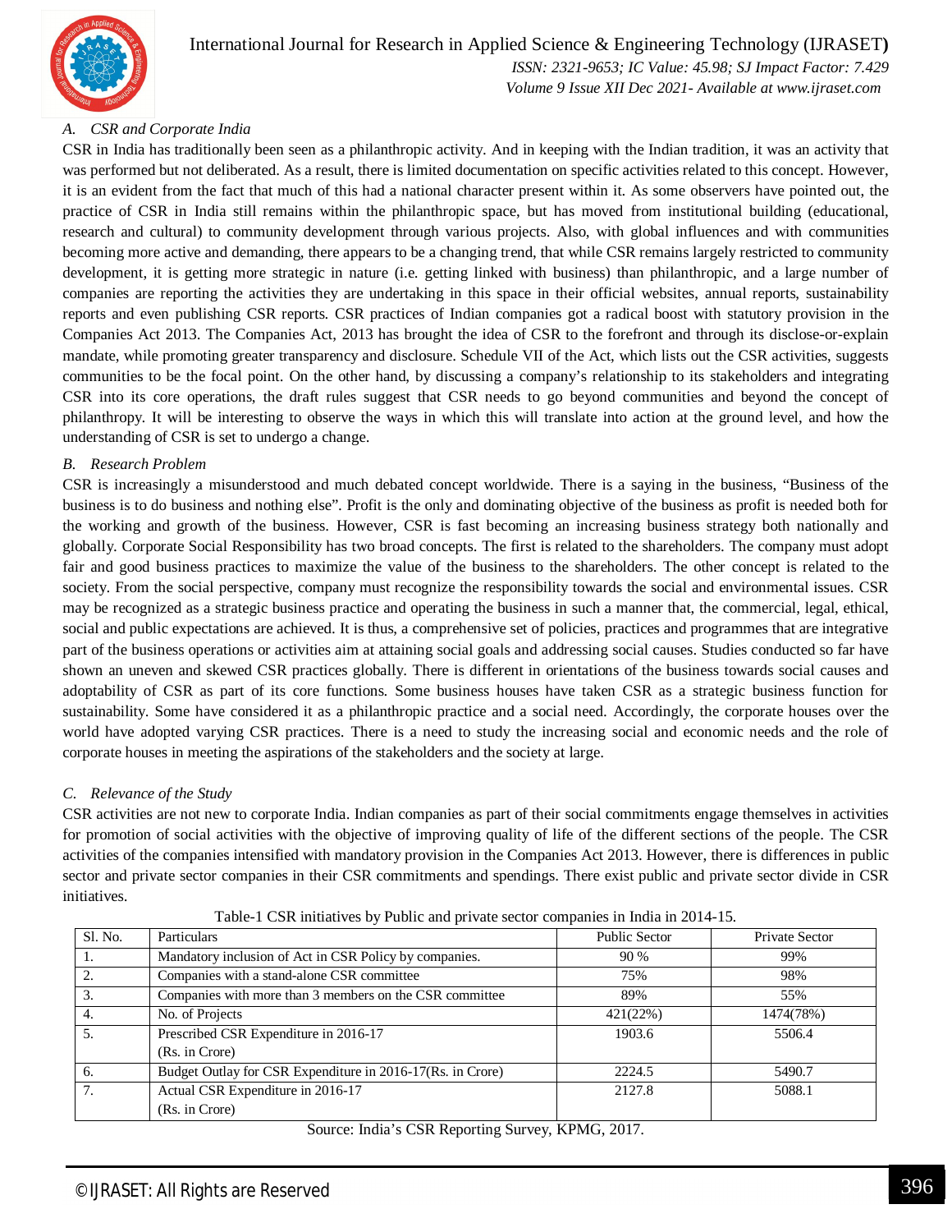### A. CSR and Corporate India

CSR in India has traditionally been seen as a philanthropic activity. And in keeping with the Indian tradition, it was an activity that was performed but not deliberated. As a result, there is limited documentation on specific activities related to this concept. However, it is an evident from the fact that much of this had a national character present within it. As some observers have pointed out, the practice of CSR in India still remains within the philanthropic space, but has moved from institutional building (educational, research and cultural) to community development through various projects. Also, with global influences and with communities becoming more active and demanding, there appears to be a changing trend, that while CSR remains largely restricted to community development, it is getting more strategic in nature (i.e. getting linked with business) than philanthropic, and a large number of companies are reporting the activities they are undertaking in this space in their official websites, annual reports, sustainability reports and even publishing CSR reports. CSR practices of Indian companies got a radical boost with statutory provision in the Companies Act 2013. The Companies Act, 2013 has brought the idea of CSR to the forefront and through its disclose-or-explain mandate, while promoting greater transparency and disclosure. Schedule VII of the Act, which lists out the CSR activities, suggests communities to be the focal point. On the other hand, by discussing a company's relationship to its stakeholders and integrating CSR into its core operations, the draft rules suggest that CSR needs to go beyond communities and beyond the concept of philanthropy. It will be interesting to observe the ways in which this will translate into action at the ground level, and how the understanding of CSR is set to undergo a change.

### B. Research Problem

CSR is increasingly a misunderstood and much debated concept worldwide. There is a saying in the business, "Business of the business is to do business and nothing else". Profit is the only and dominating objective of the business as profit is needed both for the working and growth of the business. However, CSR is fast becoming an increasing business strategy both nationally and globally. Corporate Social Responsibility has two broad concepts. The first is related to the shareholders. The company must adopt fair and good business practices to maximize the value of the business to the shareholders. The other concept is related to the society. From the social perspective, company must recognize the responsibility towards the social and environmental issues. CSR may be recognized as a strategic business practice and operating the business in such a manner that, the commercial, legal, ethical, social and public expectations are achieved. It is thus, a comprehensive set of policies, practices and programmes that are integrative part of the business operations or activities aim at attaining social goals and addressing social causes. Studies conducted so far have shown an uneven and skewed CSR practices globally. There is different in orientations of the business towards social causes and adoptability of CSR as part of its core functions. Some business houses have taken CSR as a strategic business function for sustainability. Some have considered it as a philanthropic practice and a social need. Accordingly, the corporate houses over the world have adopted varying CSR practices. There is a need to study the increasing social and economic needs and the role of corporate houses in meeting the aspirations of the stakeholders and the society at large.

### C. Relevance of the Study

CSR activities are not new to corporate India. Indian companies as part of their social commitments engage themselves in activities for promotion of social activities with the objective of improving quality of life of the different sections of the people. The CSR activities of the companies intensified with mandatory provision in the Companies Act 2013. However, there is differences in public sector and private sector companies in their CSR commitments and spendings. There exist public and private sector divide in CSR initiatives.

Table-1 CSR initiatives by Public and private sector companies in India in 2014-15.

| Sl. No. | Particulars | Public Sector | Private Sector |
|---|---|---|---|
| 1. | Mandatory inclusion of Act in CSR Policy by companies. | 90 % | 99% |
| 2. | Companies with a stand-alone CSR committee | 75% | 98% |
| 3. | Companies with more than 3 members on the CSR committee | 89% | 55% |
| 4. | No. of Projects | 421(22%) | 1474(78%) |
| 5. | Prescribed CSR Expenditure in 2016-17 (Rs. in Crore) | 1903.6 | 5506.4 |
| 6. | Budget Outlay for CSR Expenditure in 2016-17(Rs. in Crore) | 2224.5 | 5490.7 |
| 7. | Actual CSR Expenditure in 2016-17 (Rs. in Crore) | 2127.8 | 5088.1 |

Source: India's CSR Reporting Survey, KPMG, 2017.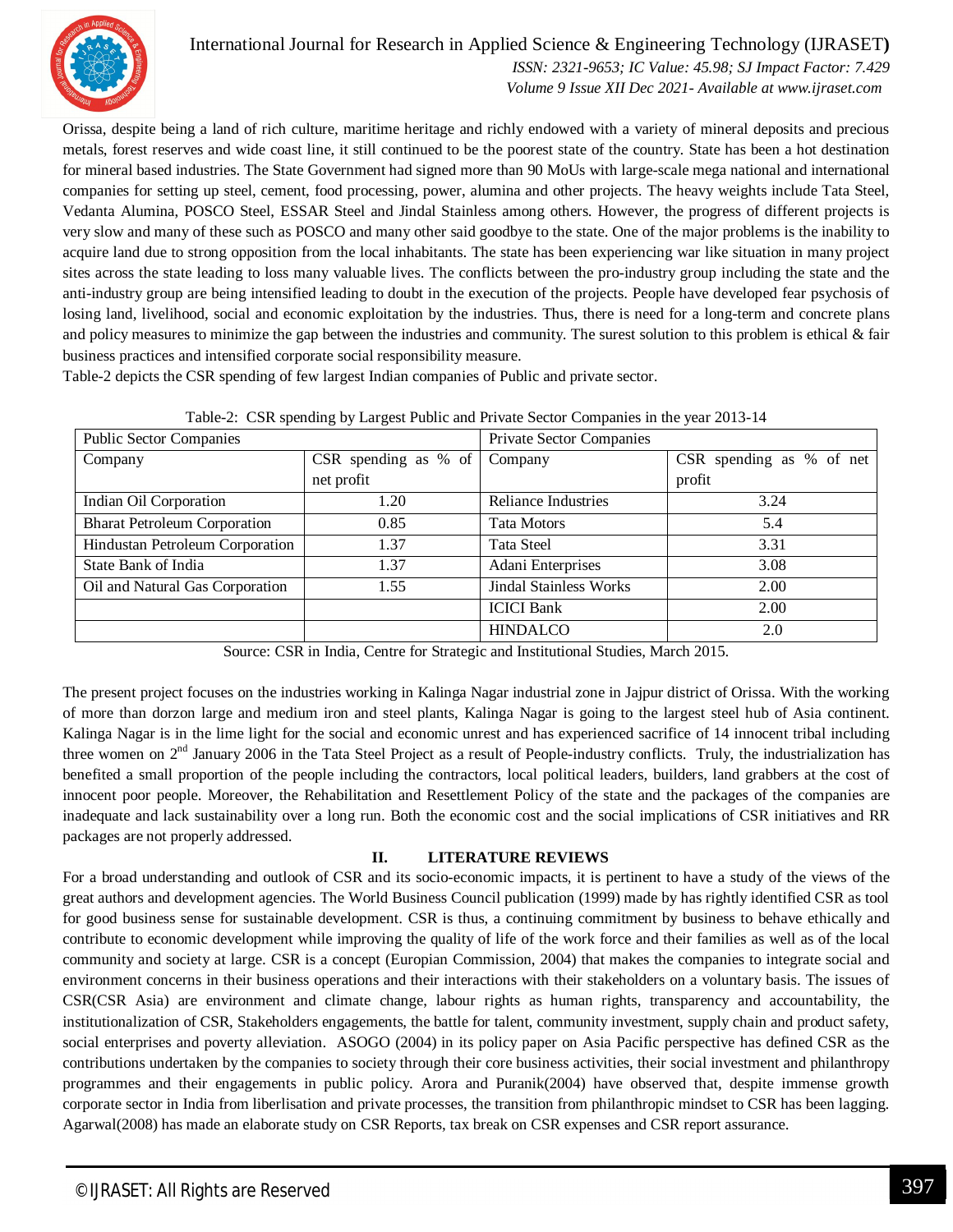Orissa, despite being a land of rich culture, maritime heritage and richly endowed with a variety of mineral deposits and precious metals, forest reserves and wide coast line, it still continued to be the poorest state of the country. State has been a hot destination for mineral based industries. The State Government had signed more than 90 MoUs with large-scale mega national and international companies for setting up steel, cement, food processing, power, alumina and other projects. The heavy weights include Tata Steel, Vedanta Alumina, POSCO Steel, ESSAR Steel and Jindal Stainless among others. However, the progress of different projects is very slow and many of these such as POSCO and many other said goodbye to the state. One of the major problems is the inability to acquire land due to strong opposition from the local inhabitants. The state has been experiencing war like situation in many project sites across the state leading to loss many valuable lives. The conflicts between the pro-industry group including the state and the anti-industry group are being intensified leading to doubt in the execution of the projects. People have developed fear psychosis of losing land, livelihood, social and economic exploitation by the industries. Thus, there is need for a long-term and concrete plans and policy measures to minimize the gap between the industries and community. The surest solution to this problem is ethical & fair business practices and intensified corporate social responsibility measure.

Table-2 depicts the CSR spending of few largest Indian companies of Public and private sector.

Table-2: CSR spending by Largest Public and Private Sector Companies in the year 2013-14

| Public Sector Companies | | Private Sector Companies | |
|---|---|---|---|
| Company | CSR spending as % of net profit | Company | CSR spending as % of net profit |
| Indian Oil Corporation | 1.20 | Reliance Industries | 3.24 |
| Bharat Petroleum Corporation | 0.85 | Tata Motors | 5.4 |
| Hindustan Petroleum Corporation | 1.37 | Tata Steel | 3.31 |
| State Bank of India | 1.37 | Adani Enterprises | 3.08 |
| Oil and Natural Gas Corporation | 1.55 | Jindal Stainless Works | 2.00 |
| | | ICICI Bank | 2.00 |
| | | HINDALCO | 2.0 |

Source: CSR in India, Centre for Strategic and Institutional Studies, March 2015.

The present project focuses on the industries working in Kalinga Nagar industrial zone in Jajpur district of Orissa. With the working of more than dorzon large and medium iron and steel plants, Kalinga Nagar is going to the largest steel hub of Asia continent. Kalinga Nagar is in the lime light for the social and economic unrest and has experienced sacrifice of 14 innocent tribal including three women on 2nd January 2006 in the Tata Steel Project as a result of People-industry conflicts. Truly, the industrialization has benefited a small proportion of the people including the contractors, local political leaders, builders, land grabbers at the cost of innocent poor people. Moreover, the Rehabilitation and Resettlement Policy of the state and the packages of the companies are inadequate and lack sustainability over a long run. Both the economic cost and the social implications of CSR initiatives and RR packages are not properly addressed.

## II. LITERATURE REVIEWS

For a broad understanding and outlook of CSR and its socio-economic impacts, it is pertinent to have a study of the views of the great authors and development agencies. The World Business Council publication (1999) made by has rightly identified CSR as tool for good business sense for sustainable development. CSR is thus, a continuing commitment by business to behave ethically and contribute to economic development while improving the quality of life of the work force and their families as well as of the local community and society at large. CSR is a concept (Europian Commission, 2004) that makes the companies to integrate social and environment concerns in their business operations and their interactions with their stakeholders on a voluntary basis. The issues of CSR(CSR Asia) are environment and climate change, labour rights as human rights, transparency and accountability, the institutionalization of CSR, Stakeholders engagements, the battle for talent, community investment, supply chain and product safety, social enterprises and poverty alleviation. ASOGO (2004) in its policy paper on Asia Pacific perspective has defined CSR as the contributions undertaken by the companies to society through their core business activities, their social investment and philanthropy programmes and their engagements in public policy. Arora and Puranik(2004) have observed that, despite immense growth corporate sector in India from liberlisation and private processes, the transition from philanthropic mindset to CSR has been lagging. Agarwal(2008) has made an elaborate study on CSR Reports, tax break on CSR expenses and CSR report assurance.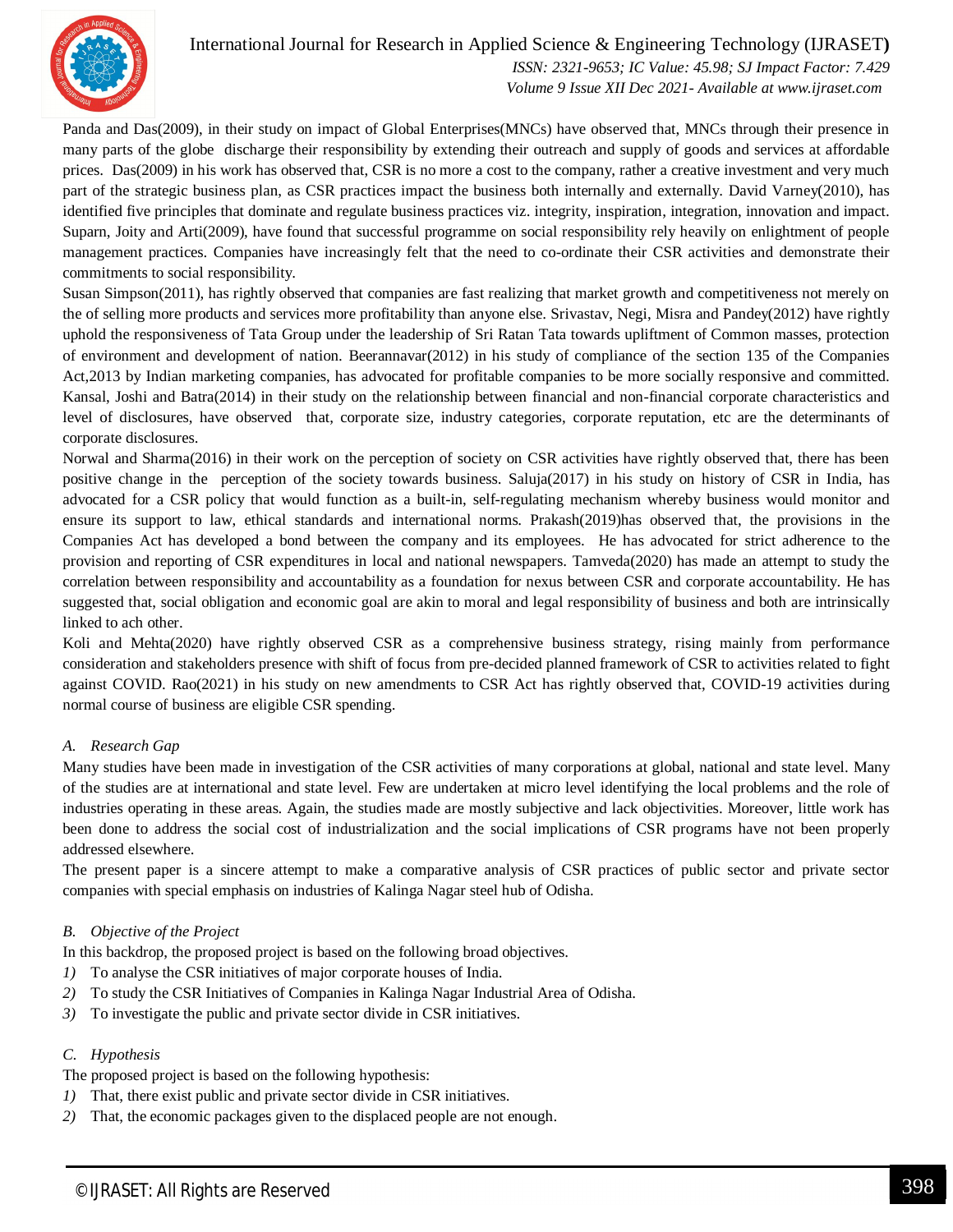Panda and Das(2009), in their study on impact of Global Enterprises(MNCs) have observed that, MNCs through their presence in many parts of the globe discharge their responsibility by extending their outreach and supply of goods and services at affordable prices. Das(2009) in his work has observed that, CSR is no more a cost to the company, rather a creative investment and very much part of the strategic business plan, as CSR practices impact the business both internally and externally. David Varney(2010), has identified five principles that dominate and regulate business practices viz. integrity, inspiration, integration, innovation and impact. Suparn, Joity and Arti(2009), have found that successful programme on social responsibility rely heavily on enlightment of people management practices. Companies have increasingly felt that the need to co-ordinate their CSR activities and demonstrate their commitments to social responsibility.

Susan Simpson(2011), has rightly observed that companies are fast realizing that market growth and competitiveness not merely on the of selling more products and services more profitability than anyone else. Srivastav, Negi, Misra and Pandey(2012) have rightly uphold the responsiveness of Tata Group under the leadership of Sri Ratan Tata towards upliftment of Common masses, protection of environment and development of nation. Beerannavar(2012) in his study of compliance of the section 135 of the Companies Act,2013 by Indian marketing companies, has advocated for profitable companies to be more socially responsive and committed. Kansal, Joshi and Batra(2014) in their study on the relationship between financial and non-financial corporate characteristics and level of disclosures, have observed that, corporate size, industry categories, corporate reputation, etc are the determinants of corporate disclosures.

Norwal and Sharma(2016) in their work on the perception of society on CSR activities have rightly observed that, there has been positive change in the perception of the society towards business. Saluja(2017) in his study on history of CSR in India, has advocated for a CSR policy that would function as a built-in, self-regulating mechanism whereby business would monitor and ensure its support to law, ethical standards and international norms. Prakash(2019)has observed that, the provisions in the Companies Act has developed a bond between the company and its employees. He has advocated for strict adherence to the provision and reporting of CSR expenditures in local and national newspapers. Tamveda(2020) has made an attempt to study the correlation between responsibility and accountability as a foundation for nexus between CSR and corporate accountability. He has suggested that, social obligation and economic goal are akin to moral and legal responsibility of business and both are intrinsically linked to ach other.

Koli and Mehta(2020) have rightly observed CSR as a comprehensive business strategy, rising mainly from performance consideration and stakeholders presence with shift of focus from pre-decided planned framework of CSR to activities related to fight against COVID. Rao(2021) in his study on new amendments to CSR Act has rightly observed that, COVID-19 activities during normal course of business are eligible CSR spending.

### *A. Research Gap*

Many studies have been made in investigation of the CSR activities of many corporations at global, national and state level. Many of the studies are at international and state level. Few are undertaken at micro level identifying the local problems and the role of industries operating in these areas. Again, the studies made are mostly subjective and lack objectivities. Moreover, little work has been done to address the social cost of industrialization and the social implications of CSR programs have not been properly addressed elsewhere.

The present paper is a sincere attempt to make a comparative analysis of CSR practices of public sector and private sector companies with special emphasis on industries of Kalinga Nagar steel hub of Odisha.

### *B. Objective of the Project*

In this backdrop, the proposed project is based on the following broad objectives.

1) To analyse the CSR initiatives of major corporate houses of India.
2) To study the CSR Initiatives of Companies in Kalinga Nagar Industrial Area of Odisha.
3) To investigate the public and private sector divide in CSR initiatives.

### *C. Hypothesis*

The proposed project is based on the following hypothesis:

1) That, there exist public and private sector divide in CSR initiatives.
2) That, the economic packages given to the displaced people are not enough.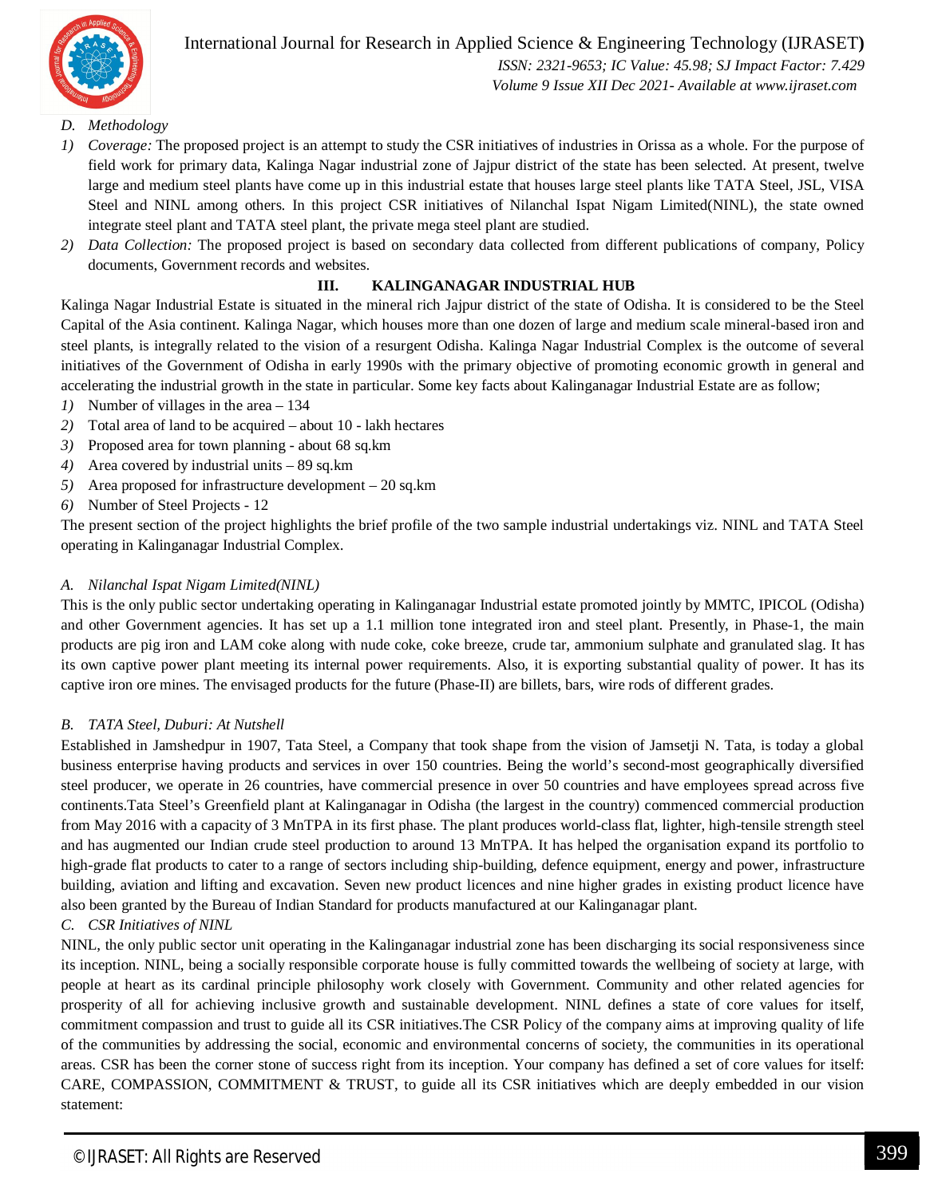*D. Methodology*

1) *Coverage:* The proposed project is an attempt to study the CSR initiatives of industries in Orissa as a whole. For the purpose of field work for primary data, Kalinga Nagar industrial zone of Jajpur district of the state has been selected. At present, twelve large and medium steel plants have come up in this industrial estate that houses large steel plants like TATA Steel, JSL, VISA Steel and NINL among others. In this project CSR initiatives of Nilanchal Ispat Nigam Limited(NINL), the state owned integrate steel plant and TATA steel plant, the private mega steel plant are studied.
2) *Data Collection:* The proposed project is based on secondary data collected from different publications of company, Policy documents, Government records and websites.

## III. KALINGANAGAR INDUSTRIAL HUB

Kalinga Nagar Industrial Estate is situated in the mineral rich Jajpur district of the state of Odisha. It is considered to be the Steel Capital of the Asia continent. Kalinga Nagar, which houses more than one dozen of large and medium scale mineral-based iron and steel plants, is integrally related to the vision of a resurgent Odisha. Kalinga Nagar Industrial Complex is the outcome of several initiatives of the Government of Odisha in early 1990s with the primary objective of promoting economic growth in general and accelerating the industrial growth in the state in particular. Some key facts about Kalinganagar Industrial Estate are as follow;

1) Number of villages in the area – 134
2) Total area of land to be acquired – about 10 - lakh hectares
3) Proposed area for town planning - about 68 sq.km
4) Area covered by industrial units – 89 sq.km
5) Area proposed for infrastructure development – 20 sq.km
6) Number of Steel Projects - 12

The present section of the project highlights the brief profile of the two sample industrial undertakings viz. NINL and TATA Steel operating in Kalinganagar Industrial Complex.

### *A. Nilanchal Ispat Nigam Limited(NINL)*

This is the only public sector undertaking operating in Kalinganagar Industrial estate promoted jointly by MMTC, IPICOL (Odisha) and other Government agencies. It has set up a 1.1 million tone integrated iron and steel plant. Presently, in Phase-1, the main products are pig iron and LAM coke along with nude coke, coke breeze, crude tar, ammonium sulphate and granulated slag. It has its own captive power plant meeting its internal power requirements. Also, it is exporting substantial quality of power. It has its captive iron ore mines. The envisaged products for the future (Phase-II) are billets, bars, wire rods of different grades.

### *B. TATA Steel, Duburi: At Nutshell*

Established in Jamshedpur in 1907, Tata Steel, a Company that took shape from the vision of Jamsetji N. Tata, is today a global business enterprise having products and services in over 150 countries. Being the world's second-most geographically diversified steel producer, we operate in 26 countries, have commercial presence in over 50 countries and have employees spread across five continents.Tata Steel's Greenfield plant at Kalinganagar in Odisha (the largest in the country) commenced commercial production from May 2016 with a capacity of 3 MnTPA in its first phase. The plant produces world-class flat, lighter, high-tensile strength steel and has augmented our Indian crude steel production to around 13 MnTPA. It has helped the organisation expand its portfolio to high-grade flat products to cater to a range of sectors including ship-building, defence equipment, energy and power, infrastructure building, aviation and lifting and excavation. Seven new product licences and nine higher grades in existing product licence have also been granted by the Bureau of Indian Standard for products manufactured at our Kalinganagar plant.

### *C. CSR Initiatives of NINL*

NINL, the only public sector unit operating in the Kalinganagar industrial zone has been discharging its social responsiveness since its inception. NINL, being a socially responsible corporate house is fully committed towards the wellbeing of society at large, with people at heart as its cardinal principle philosophy work closely with Government. Community and other related agencies for prosperity of all for achieving inclusive growth and sustainable development. NINL defines a state of core values for itself, commitment compassion and trust to guide all its CSR initiatives.The CSR Policy of the company aims at improving quality of life of the communities by addressing the social, economic and environmental concerns of society, the communities in its operational areas. CSR has been the corner stone of success right from its inception. Your company has defined a set of core values for itself: CARE, COMPASSION, COMMITMENT & TRUST, to guide all its CSR initiatives which are deeply embedded in our vision statement: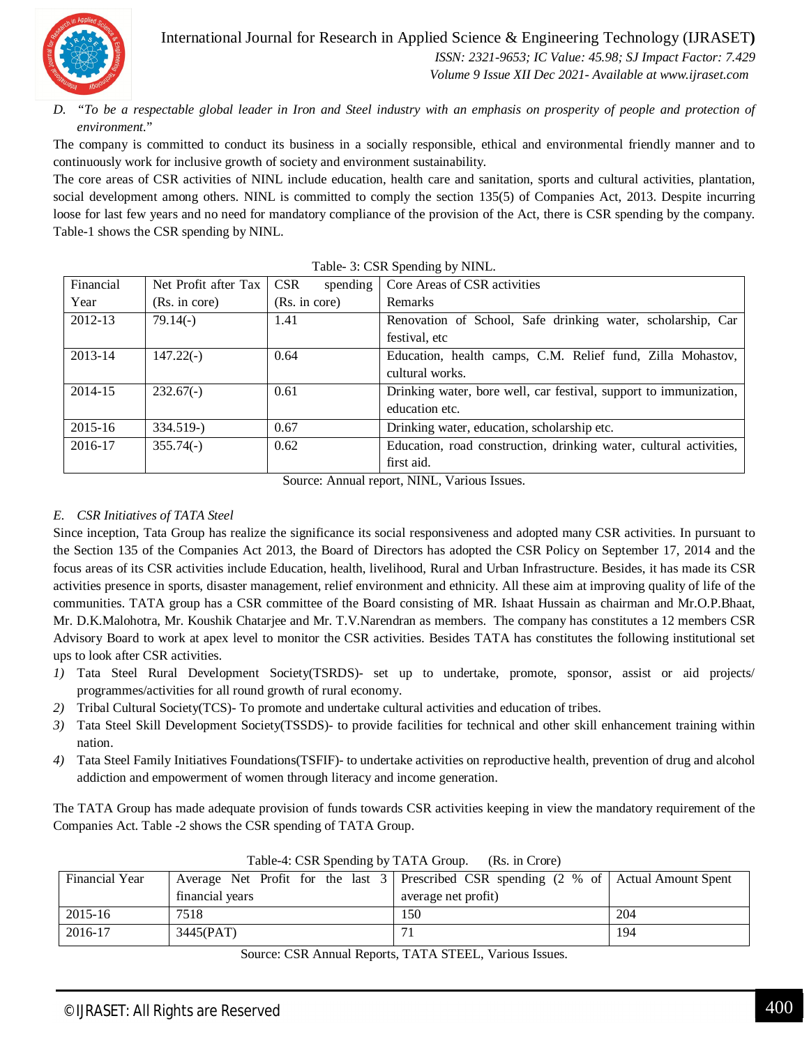D. *"To be a respectable global leader in Iron and Steel industry with an emphasis on prosperity of people and protection of environment."*

The company is committed to conduct its business in a socially responsible, ethical and environmental friendly manner and to continuously work for inclusive growth of society and environment sustainability.

The core areas of CSR activities of NINL include education, health care and sanitation, sports and cultural activities, plantation, social development among others. NINL is committed to comply the section 135(5) of Companies Act, 2013. Despite incurring loose for last few years and no need for mandatory compliance of the provision of the Act, there is CSR spending by the company. Table-1 shows the CSR spending by NINL.

Table- 3: CSR Spending by NINL.

| Financial Year | Net Profit after Tax (Rs. in core) | CSR spending (Rs. in core) | Core Areas of CSR activities Remarks |
|---|---|---|---|
| 2012-13 | 79.14(-) | 1.41 | Renovation of School, Safe drinking water, scholarship, Car festival, etc |
| 2013-14 | 147.22(-) | 0.64 | Education, health camps, C.M. Relief fund, Zilla Mohastov, cultural works. |
| 2014-15 | 232.67(-) | 0.61 | Drinking water, bore well, car festival, support to immunization, education etc. |
| 2015-16 | 334.519-) | 0.67 | Drinking water, education, scholarship etc. |
| 2016-17 | 355.74(-) | 0.62 | Education, road construction, drinking water, cultural activities, first aid. |

Source: Annual report, NINL, Various Issues.

### E. *CSR Initiatives of TATA Steel*

Since inception, Tata Group has realize the significance its social responsiveness and adopted many CSR activities. In pursuant to the Section 135 of the Companies Act 2013, the Board of Directors has adopted the CSR Policy on September 17, 2014 and the focus areas of its CSR activities include Education, health, livelihood, Rural and Urban Infrastructure. Besides, it has made its CSR activities presence in sports, disaster management, relief environment and ethnicity. All these aim at improving quality of life of the communities. TATA group has a CSR committee of the Board consisting of MR. Ishaat Hussain as chairman and Mr.O.P.Bhaat, Mr. D.K.Malohotra, Mr. Koushik Chatarjee and Mr. T.V.Narendran as members. The company has constitutes a 12 members CSR Advisory Board to work at apex level to monitor the CSR activities. Besides TATA has constitutes the following institutional set ups to look after CSR activities.

1) Tata Steel Rural Development Society(TSRDS)- set up to undertake, promote, sponsor, assist or aid projects/ programmes/activities for all round growth of rural economy.
2) Tribal Cultural Society(TCS)- To promote and undertake cultural activities and education of tribes.
3) Tata Steel Skill Development Society(TSSDS)- to provide facilities for technical and other skill enhancement training within nation.
4) Tata Steel Family Initiatives Foundations(TSFIF)- to undertake activities on reproductive health, prevention of drug and alcohol addiction and empowerment of women through literacy and income generation.

The TATA Group has made adequate provision of funds towards CSR activities keeping in view the mandatory requirement of the Companies Act. Table -2 shows the CSR spending of TATA Group.

Table-4: CSR Spending by TATA Group. (Rs. in Crore)

| Financial Year | Average Net Profit for the last 3 financial years | Prescribed CSR spending (2 % of average net profit) | Actual Amount Spent |
|---|---|---|---|
| 2015-16 | 7518 | 150 | 204 |
| 2016-17 | 3445(PAT) | 71 | 194 |

Source: CSR Annual Reports, TATA STEEL, Various Issues.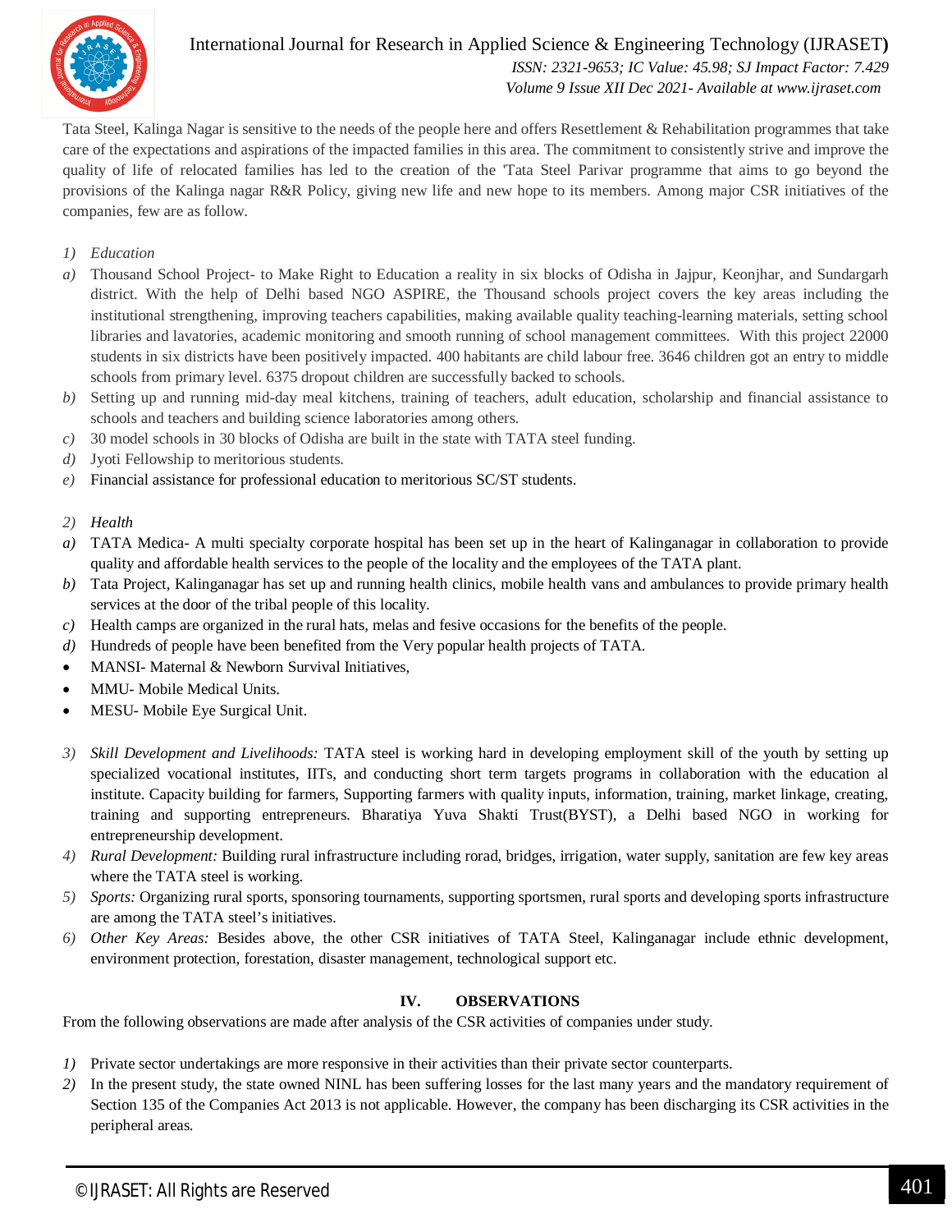Tata Steel, Kalinga Nagar is sensitive to the needs of the people here and offers Resettlement & Rehabilitation programmes that take care of the expectations and aspirations of the impacted families in this area. The commitment to consistently strive and improve the quality of life of relocated families has led to the creation of the 'Tata Steel Parivar programme that aims to go beyond the provisions of the Kalinga nagar R&R Policy, giving new life and new hope to its members. Among major CSR initiatives of the companies, few are as follow.

1) *Education*

a) Thousand School Project- to Make Right to Education a reality in six blocks of Odisha in Jajpur, Keonjhar, and Sundargarh district. With the help of Delhi based NGO ASPIRE, the Thousand schools project covers the key areas including the institutional strengthening, improving teachers capabilities, making available quality teaching-learning materials, setting school libraries and lavatories, academic monitoring and smooth running of school management committees. With this project 22000 students in six districts have been positively impacted. 400 habitants are child labour free. 3646 children got an entry to middle schools from primary level. 6375 dropout children are successfully backed to schools.

b) Setting up and running mid-day meal kitchens, training of teachers, adult education, scholarship and financial assistance to schools and teachers and building science laboratories among others.

c) 30 model schools in 30 blocks of Odisha are built in the state with TATA steel funding.

d) Jyoti Fellowship to meritorious students.

e) Financial assistance for professional education to meritorious SC/ST students.

2) *Health*

a) TATA Medica- A multi specialty corporate hospital has been set up in the heart of Kalinganagar in collaboration to provide quality and affordable health services to the people of the locality and the employees of the TATA plant.

b) Tata Project, Kalinganagar has set up and running health clinics, mobile health vans and ambulances to provide primary health services at the door of the tribal people of this locality.

c) Health camps are organized in the rural hats, melas and fesive occasions for the benefits of the people.

d) Hundreds of people have been benefited from the Very popular health projects of TATA.

- MANSI- Maternal & Newborn Survival Initiatives,
- MMU- Mobile Medical Units.
- MESU- Mobile Eye Surgical Unit.

3) *Skill Development and Livelihoods:* TATA steel is working hard in developing employment skill of the youth by setting up specialized vocational institutes, IITs, and conducting short term targets programs in collaboration with the education al institute. Capacity building for farmers, Supporting farmers with quality inputs, information, training, market linkage, creating, training and supporting entrepreneurs. Bharatiya Yuva Shakti Trust(BYST), a Delhi based NGO in working for entrepreneurship development.

4) *Rural Development:* Building rural infrastructure including rorad, bridges, irrigation, water supply, sanitation are few key areas where the TATA steel is working.

5) *Sports:* Organizing rural sports, sponsoring tournaments, supporting sportsmen, rural sports and developing sports infrastructure are among the TATA steel's initiatives.

6) *Other Key Areas:* Besides above, the other CSR initiatives of TATA Steel, Kalinganagar include ethnic development, environment protection, forestation, disaster management, technological support etc.

## IV. OBSERVATIONS

From the following observations are made after analysis of the CSR activities of companies under study.

1) Private sector undertakings are more responsive in their activities than their private sector counterparts.

2) In the present study, the state owned NINL has been suffering losses for the last many years and the mandatory requirement of Section 135 of the Companies Act 2013 is not applicable. However, the company has been discharging its CSR activities in the peripheral areas.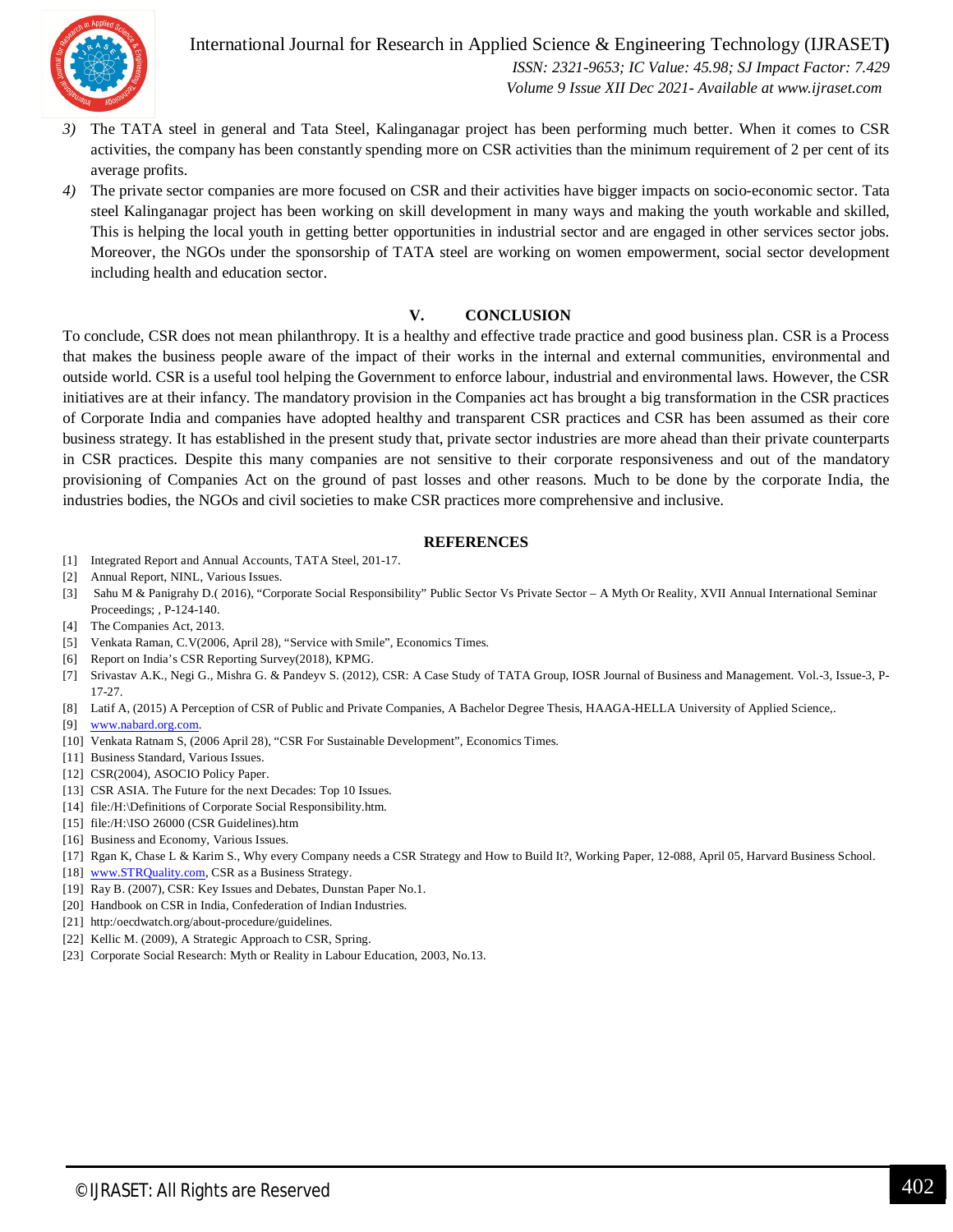3) The TATA steel in general and Tata Steel, Kalinganagar project has been performing much better. When it comes to CSR activities, the company has been constantly spending more on CSR activities than the minimum requirement of 2 per cent of its average profits.

4) The private sector companies are more focused on CSR and their activities have bigger impacts on socio-economic sector. Tata steel Kalinganagar project has been working on skill development in many ways and making the youth workable and skilled, This is helping the local youth in getting better opportunities in industrial sector and are engaged in other services sector jobs. Moreover, the NGOs under the sponsorship of TATA steel are working on women empowerment, social sector development including health and education sector.

## V. CONCLUSION

To conclude, CSR does not mean philanthropy. It is a healthy and effective trade practice and good business plan. CSR is a Process that makes the business people aware of the impact of their works in the internal and external communities, environmental and outside world. CSR is a useful tool helping the Government to enforce labour, industrial and environmental laws. However, the CSR initiatives are at their infancy. The mandatory provision in the Companies act has brought a big transformation in the CSR practices of Corporate India and companies have adopted healthy and transparent CSR practices and CSR has been assumed as their core business strategy. It has established in the present study that, private sector industries are more ahead than their private counterparts in CSR practices. Despite this many companies are not sensitive to their corporate responsiveness and out of the mandatory provisioning of Companies Act on the ground of past losses and other reasons. Much to be done by the corporate India, the industries bodies, the NGOs and civil societies to make CSR practices more comprehensive and inclusive.

## REFERENCES

[1] Integrated Report and Annual Accounts, TATA Steel, 201-17.
[2] Annual Report, NINL, Various Issues.
[3] Sahu M & Panigrahy D.( 2016), "Corporate Social Responsibility" Public Sector Vs Private Sector – A Myth Or Reality, XVII Annual International Seminar Proceedings; , P-124-140.
[4] The Companies Act, 2013.
[5] Venkata Raman, C.V(2006, April 28), "Service with Smile", Economics Times.
[6] Report on India's CSR Reporting Survey(2018), KPMG.
[7] Srivastav A.K., Negi G., Mishra G. & Pandeyv S. (2012), CSR: A Case Study of TATA Group, IOSR Journal of Business and Management. Vol.-3, Issue-3, P-17-27.
[8] Latif A, (2015) A Perception of CSR of Public and Private Companies, A Bachelor Degree Thesis, HAAGA-HELLA University of Applied Science,.
[9] www.nabard.org.com.
[10] Venkata Ratnam S, (2006 April 28), "CSR For Sustainable Development", Economics Times.
[11] Business Standard, Various Issues.
[12] CSR(2004), ASOCIO Policy Paper.
[13] CSR ASIA. The Future for the next Decades: Top 10 Issues.
[14] file:/H:\Definitions of Corporate Social Responsibility.htm.
[15] file:/H:\ISO 26000 (CSR Guidelines).htm
[16] Business and Economy, Various Issues.
[17] Rgan K, Chase L & Karim S., Why every Company needs a CSR Strategy and How to Build It?, Working Paper, 12-088, April 05, Harvard Business School.
[18] www.STRQuality.com, CSR as a Business Strategy.
[19] Ray B. (2007), CSR: Key Issues and Debates, Dunstan Paper No.1.
[20] Handbook on CSR in India, Confederation of Indian Industries.
[21] http:/oecdwatch.org/about-procedure/guidelines.
[22] Kellic M. (2009), A Strategic Approach to CSR, Spring.
[23] Corporate Social Research: Myth or Reality in Labour Education, 2003, No.13.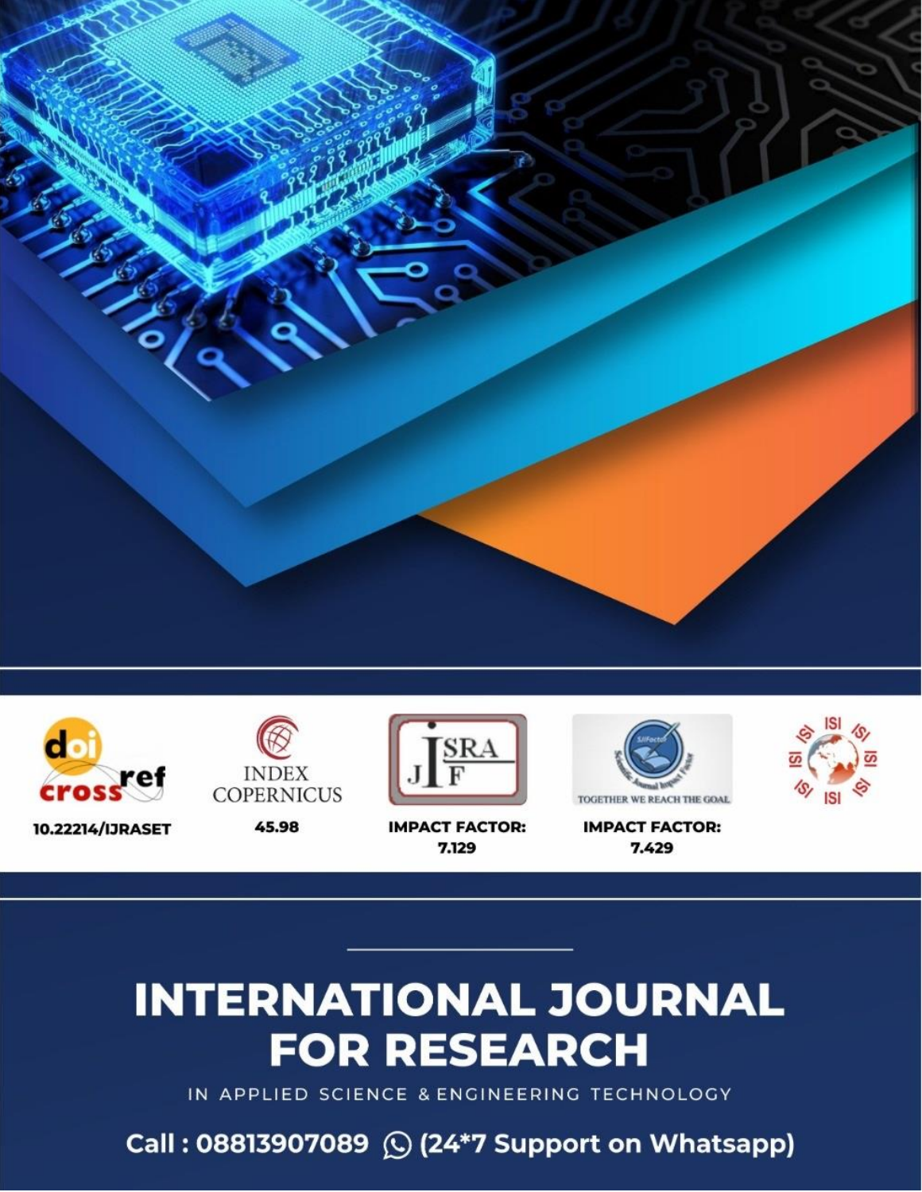10.22214/IJRASET

INDEX COPERNICUS

45.98

IMPACT FACTOR: 7.129

TOGETHER WE REACH THE GOAL

IMPACT FACTOR: 7.429

# INTERNATIONAL JOURNAL FOR RESEARCH

IN APPLIED SCIENCE & ENGINEERING TECHNOLOGY

Call : 08813907089 (24*7 Support on Whatsapp)